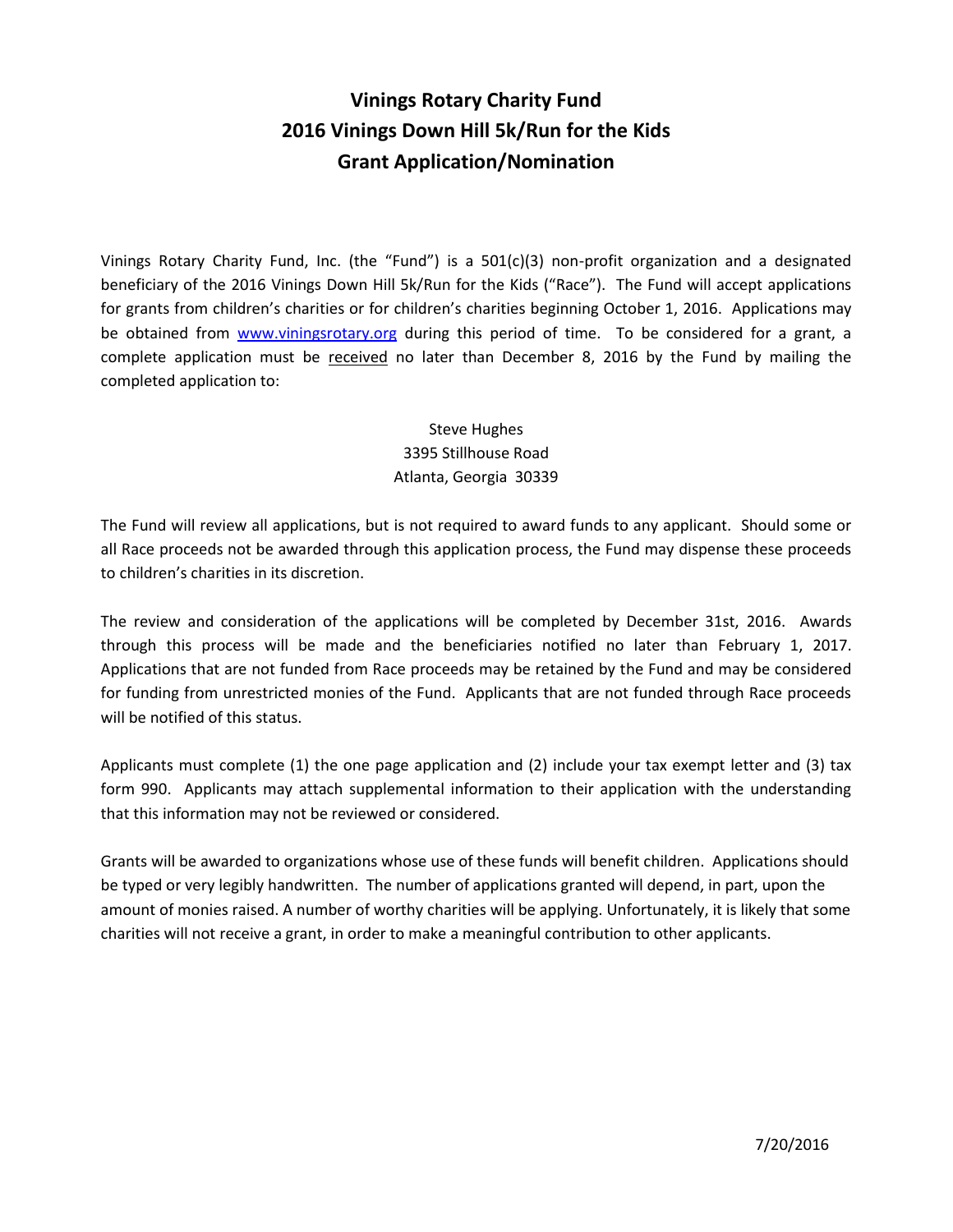# Vinings Rotary Charity Fund
# 2016 Vinings Down Hill 5k/Run for the Kids
# Grant Application/Nomination

Vinings Rotary Charity Fund, Inc. (the "Fund") is a 501(c)(3) non-profit organization and a designated beneficiary of the 2016 Vinings Down Hill 5k/Run for the Kids ("Race"). The Fund will accept applications for grants from children's charities or for children's charities beginning October 1, 2016. Applications may be obtained from [www.viningsrotary.org](http://www.viningsrotary.org) during this period of time. To be considered for a grant, a complete application must be <u>received</u> no later than December 8, 2016 by the Fund by mailing the completed application to:

Steve Hughes
3395 Stillhouse Road
Atlanta, Georgia 30339

The Fund will review all applications, but is not required to award funds to any applicant. Should some or all Race proceeds not be awarded through this application process, the Fund may dispense these proceeds to children's charities in its discretion.

The review and consideration of the applications will be completed by December 31st, 2016. Awards through this process will be made and the beneficiaries notified no later than February 1, 2017. Applications that are not funded from Race proceeds may be retained by the Fund and may be considered for funding from unrestricted monies of the Fund. Applicants that are not funded through Race proceeds will be notified of this status.

Applicants must complete (1) the one page application and (2) include your tax exempt letter and (3) tax form 990. Applicants may attach supplemental information to their application with the understanding that this information may not be reviewed or considered.

Grants will be awarded to organizations whose use of these funds will benefit children. Applications should be typed or very legibly handwritten. The number of applications granted will depend, in part, upon the amount of monies raised. A number of worthy charities will be applying. Unfortunately, it is likely that some charities will not receive a grant, in order to make a meaningful contribution to other applicants.

7/20/2016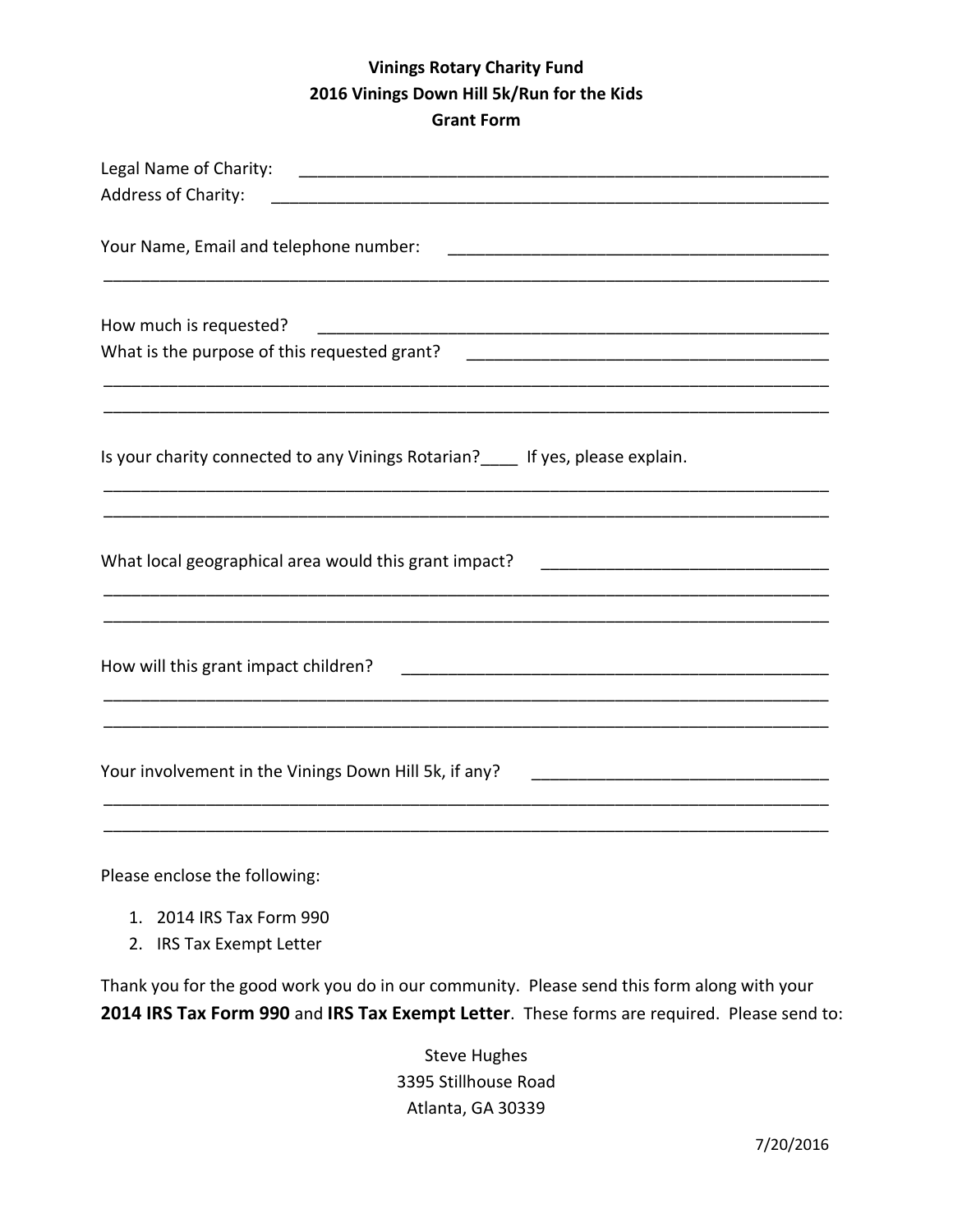**Vinings Rotary Charity Fund**
**2016 Vinings Down Hill 5k/Run for the Kids**
**Grant Form**

Legal Name of Charity: ____________________________________________________________

Address of Charity: ______________________________________________________________

Your Name, Email and telephone number: __________________________________________

_______________________________________________________________________________

How much is requested? _________________________________________________________

What is the purpose of this requested grant? ______________________________________

_______________________________________________________________________________

_______________________________________________________________________________

Is your charity connected to any Vinings Rotarian?____ If yes, please explain.

_______________________________________________________________________________

_______________________________________________________________________________

What local geographical area would this grant impact? ______________________________

_______________________________________________________________________________

_______________________________________________________________________________

How will this grant impact children? ______________________________________________

_______________________________________________________________________________

_______________________________________________________________________________

Your involvement in the Vinings Down Hill 5k, if any? ______________________________

_______________________________________________________________________________

_______________________________________________________________________________

Please enclose the following:

1. 2014 IRS Tax Form 990
2. IRS Tax Exempt Letter

Thank you for the good work you do in our community. Please send this form along with your **2014 IRS Tax Form 990** and **IRS Tax Exempt Letter**. These forms are required. Please send to:

Steve Hughes
3395 Stillhouse Road
Atlanta, GA 30339

7/20/2016